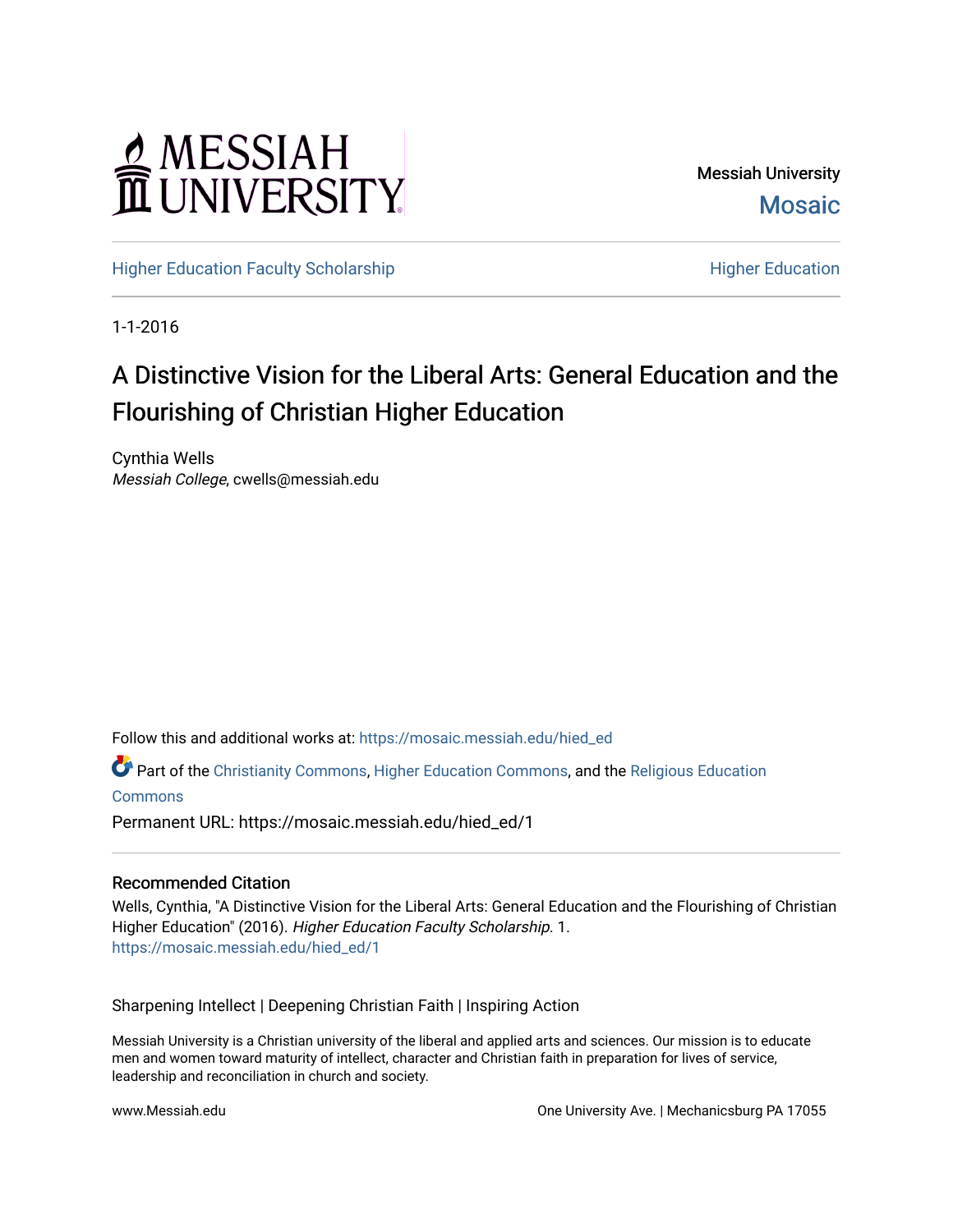MESSIAH UNIVERSITY

Messiah University
Mosaic

Higher Education Faculty Scholarship | Higher Education

1-1-2016

# A Distinctive Vision for the Liberal Arts: General Education and the Flourishing of Christian Higher Education

Cynthia Wells
*Messiah College*, cwells@messiah.edu

Follow this and additional works at: https://mosaic.messiah.edu/hied_ed

Part of the Christianity Commons, Higher Education Commons, and the Religious Education Commons

Permanent URL: https://mosaic.messiah.edu/hied_ed/1

## Recommended Citation

Wells, Cynthia, "A Distinctive Vision for the Liberal Arts: General Education and the Flourishing of Christian Higher Education" (2016). *Higher Education Faculty Scholarship*. 1.
https://mosaic.messiah.edu/hied_ed/1

Sharpening Intellect | Deepening Christian Faith | Inspiring Action

Messiah University is a Christian university of the liberal and applied arts and sciences. Our mission is to educate men and women toward maturity of intellect, character and Christian faith in preparation for lives of service, leadership and reconciliation in church and society.

www.Messiah.edu

One University Ave. | Mechanicsburg PA 17055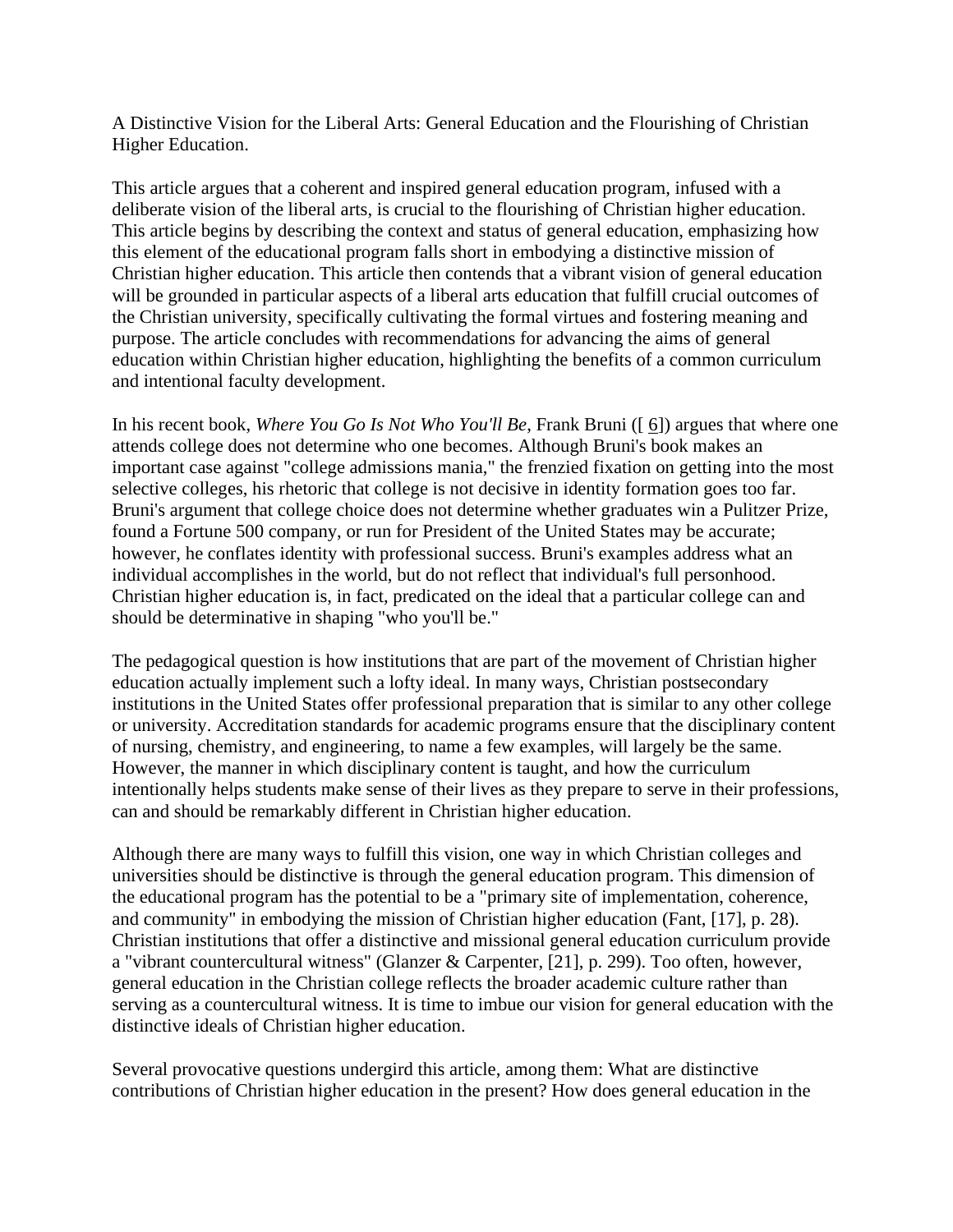A Distinctive Vision for the Liberal Arts: General Education and the Flourishing of Christian Higher Education.

This article argues that a coherent and inspired general education program, infused with a deliberate vision of the liberal arts, is crucial to the flourishing of Christian higher education. This article begins by describing the context and status of general education, emphasizing how this element of the educational program falls short in embodying a distinctive mission of Christian higher education. This article then contends that a vibrant vision of general education will be grounded in particular aspects of a liberal arts education that fulfill crucial outcomes of the Christian university, specifically cultivating the formal virtues and fostering meaning and purpose. The article concludes with recommendations for advancing the aims of general education within Christian higher education, highlighting the benefits of a common curriculum and intentional faculty development.

In his recent book, *Where You Go Is Not Who You'll Be*, Frank Bruni ([ 6]) argues that where one attends college does not determine who one becomes. Although Bruni's book makes an important case against "college admissions mania," the frenzied fixation on getting into the most selective colleges, his rhetoric that college is not decisive in identity formation goes too far. Bruni's argument that college choice does not determine whether graduates win a Pulitzer Prize, found a Fortune 500 company, or run for President of the United States may be accurate; however, he conflates identity with professional success. Bruni's examples address what an individual accomplishes in the world, but do not reflect that individual's full personhood. Christian higher education is, in fact, predicated on the ideal that a particular college can and should be determinative in shaping "who you'll be."

The pedagogical question is how institutions that are part of the movement of Christian higher education actually implement such a lofty ideal. In many ways, Christian postsecondary institutions in the United States offer professional preparation that is similar to any other college or university. Accreditation standards for academic programs ensure that the disciplinary content of nursing, chemistry, and engineering, to name a few examples, will largely be the same. However, the manner in which disciplinary content is taught, and how the curriculum intentionally helps students make sense of their lives as they prepare to serve in their professions, can and should be remarkably different in Christian higher education.

Although there are many ways to fulfill this vision, one way in which Christian colleges and universities should be distinctive is through the general education program. This dimension of the educational program has the potential to be a "primary site of implementation, coherence, and community" in embodying the mission of Christian higher education (Fant, [17], p. 28). Christian institutions that offer a distinctive and missional general education curriculum provide a "vibrant countercultural witness" (Glanzer & Carpenter, [21], p. 299). Too often, however, general education in the Christian college reflects the broader academic culture rather than serving as a countercultural witness. It is time to imbue our vision for general education with the distinctive ideals of Christian higher education.

Several provocative questions undergird this article, among them: What are distinctive contributions of Christian higher education in the present? How does general education in the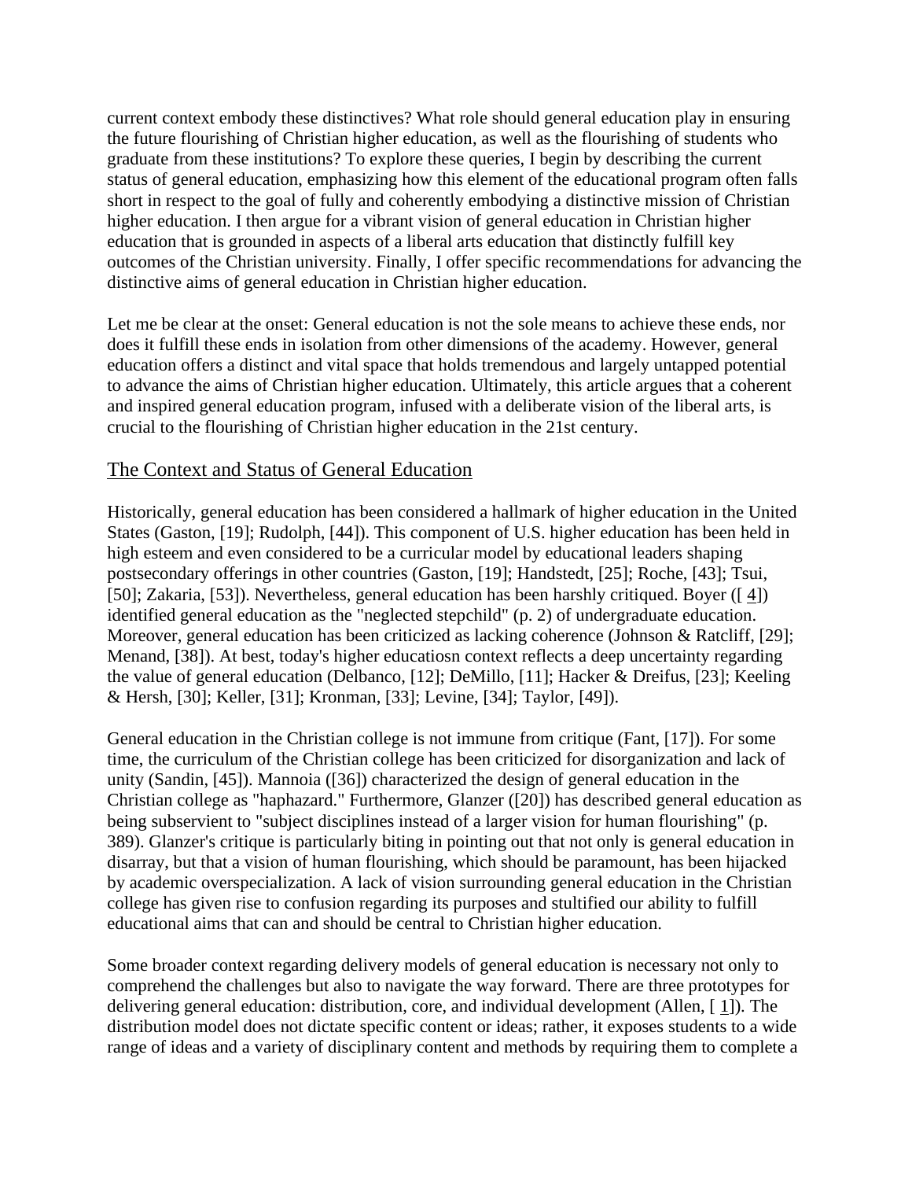current context embody these distinctives? What role should general education play in ensuring the future flourishing of Christian higher education, as well as the flourishing of students who graduate from these institutions? To explore these queries, I begin by describing the current status of general education, emphasizing how this element of the educational program often falls short in respect to the goal of fully and coherently embodying a distinctive mission of Christian higher education. I then argue for a vibrant vision of general education in Christian higher education that is grounded in aspects of a liberal arts education that distinctly fulfill key outcomes of the Christian university. Finally, I offer specific recommendations for advancing the distinctive aims of general education in Christian higher education.

Let me be clear at the onset: General education is not the sole means to achieve these ends, nor does it fulfill these ends in isolation from other dimensions of the academy. However, general education offers a distinct and vital space that holds tremendous and largely untapped potential to advance the aims of Christian higher education. Ultimately, this article argues that a coherent and inspired general education program, infused with a deliberate vision of the liberal arts, is crucial to the flourishing of Christian higher education in the 21st century.

## The Context and Status of General Education

Historically, general education has been considered a hallmark of higher education in the United States (Gaston, [19]; Rudolph, [44]). This component of U.S. higher education has been held in high esteem and even considered to be a curricular model by educational leaders shaping postsecondary offerings in other countries (Gaston, [19]; Handstedt, [25]; Roche, [43]; Tsui, [50]; Zakaria, [53]). Nevertheless, general education has been harshly critiqued. Boyer ([ 4]) identified general education as the "neglected stepchild" (p. 2) of undergraduate education. Moreover, general education has been criticized as lacking coherence (Johnson & Ratcliff, [29]; Menand, [38]). At best, today's higher educatiosn context reflects a deep uncertainty regarding the value of general education (Delbanco, [12]; DeMillo, [11]; Hacker & Dreifus, [23]; Keeling & Hersh, [30]; Keller, [31]; Kronman, [33]; Levine, [34]; Taylor, [49]).

General education in the Christian college is not immune from critique (Fant, [17]). For some time, the curriculum of the Christian college has been criticized for disorganization and lack of unity (Sandin, [45]). Mannoia ([36]) characterized the design of general education in the Christian college as "haphazard." Furthermore, Glanzer ([20]) has described general education as being subservient to "subject disciplines instead of a larger vision for human flourishing" (p. 389). Glanzer's critique is particularly biting in pointing out that not only is general education in disarray, but that a vision of human flourishing, which should be paramount, has been hijacked by academic overspecialization. A lack of vision surrounding general education in the Christian college has given rise to confusion regarding its purposes and stultified our ability to fulfill educational aims that can and should be central to Christian higher education.

Some broader context regarding delivery models of general education is necessary not only to comprehend the challenges but also to navigate the way forward. There are three prototypes for delivering general education: distribution, core, and individual development (Allen, [ 1]). The distribution model does not dictate specific content or ideas; rather, it exposes students to a wide range of ideas and a variety of disciplinary content and methods by requiring them to complete a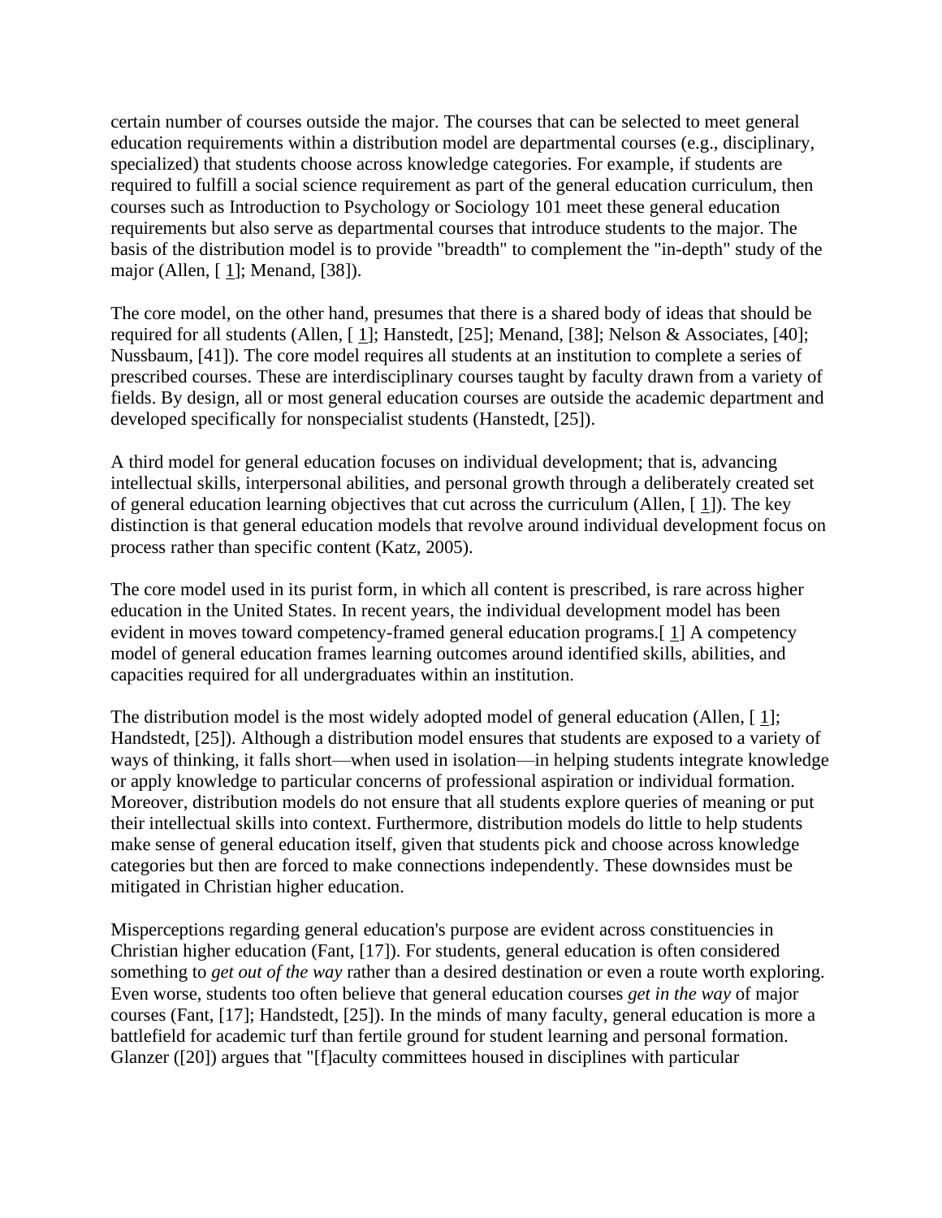certain number of courses outside the major. The courses that can be selected to meet general education requirements within a distribution model are departmental courses (e.g., disciplinary, specialized) that students choose across knowledge categories. For example, if students are required to fulfill a social science requirement as part of the general education curriculum, then courses such as Introduction to Psychology or Sociology 101 meet these general education requirements but also serve as departmental courses that introduce students to the major. The basis of the distribution model is to provide "breadth" to complement the "in-depth" study of the major (Allen, [ 1]; Menand, [38]).

The core model, on the other hand, presumes that there is a shared body of ideas that should be required for all students (Allen, [ 1]; Hanstedt, [25]; Menand, [38]; Nelson & Associates, [40]; Nussbaum, [41]). The core model requires all students at an institution to complete a series of prescribed courses. These are interdisciplinary courses taught by faculty drawn from a variety of fields. By design, all or most general education courses are outside the academic department and developed specifically for nonspecialist students (Hanstedt, [25]).

A third model for general education focuses on individual development; that is, advancing intellectual skills, interpersonal abilities, and personal growth through a deliberately created set of general education learning objectives that cut across the curriculum (Allen, [ 1]). The key distinction is that general education models that revolve around individual development focus on process rather than specific content (Katz, 2005).

The core model used in its purist form, in which all content is prescribed, is rare across higher education in the United States. In recent years, the individual development model has been evident in moves toward competency-framed general education programs.[ 1] A competency model of general education frames learning outcomes around identified skills, abilities, and capacities required for all undergraduates within an institution.

The distribution model is the most widely adopted model of general education (Allen, [ 1]; Handstedt, [25]). Although a distribution model ensures that students are exposed to a variety of ways of thinking, it falls short—when used in isolation—in helping students integrate knowledge or apply knowledge to particular concerns of professional aspiration or individual formation. Moreover, distribution models do not ensure that all students explore queries of meaning or put their intellectual skills into context. Furthermore, distribution models do little to help students make sense of general education itself, given that students pick and choose across knowledge categories but then are forced to make connections independently. These downsides must be mitigated in Christian higher education.

Misperceptions regarding general education's purpose are evident across constituencies in Christian higher education (Fant, [17]). For students, general education is often considered something to *get out of the way* rather than a desired destination or even a route worth exploring. Even worse, students too often believe that general education courses *get in the way* of major courses (Fant, [17]; Handstedt, [25]). In the minds of many faculty, general education is more a battlefield for academic turf than fertile ground for student learning and personal formation. Glanzer ([20]) argues that "[f]aculty committees housed in disciplines with particular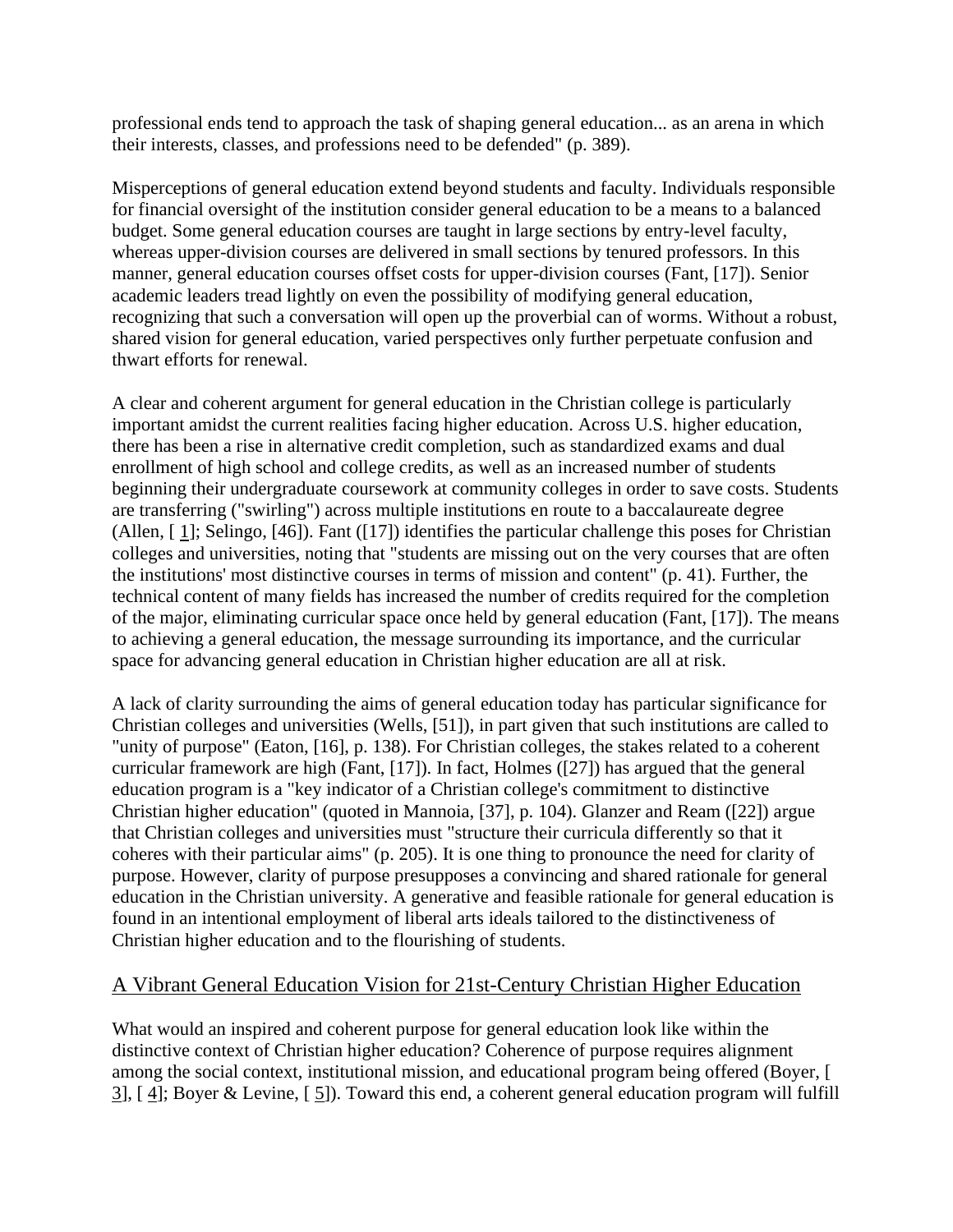professional ends tend to approach the task of shaping general education... as an arena in which their interests, classes, and professions need to be defended" (p. 389).

Misperceptions of general education extend beyond students and faculty. Individuals responsible for financial oversight of the institution consider general education to be a means to a balanced budget. Some general education courses are taught in large sections by entry-level faculty, whereas upper-division courses are delivered in small sections by tenured professors. In this manner, general education courses offset costs for upper-division courses (Fant, [17]). Senior academic leaders tread lightly on even the possibility of modifying general education, recognizing that such a conversation will open up the proverbial can of worms. Without a robust, shared vision for general education, varied perspectives only further perpetuate confusion and thwart efforts for renewal.

A clear and coherent argument for general education in the Christian college is particularly important amidst the current realities facing higher education. Across U.S. higher education, there has been a rise in alternative credit completion, such as standardized exams and dual enrollment of high school and college credits, as well as an increased number of students beginning their undergraduate coursework at community colleges in order to save costs. Students are transferring ("swirling") across multiple institutions en route to a baccalaureate degree (Allen, [ 1]; Selingo, [46]). Fant ([17]) identifies the particular challenge this poses for Christian colleges and universities, noting that "students are missing out on the very courses that are often the institutions' most distinctive courses in terms of mission and content" (p. 41). Further, the technical content of many fields has increased the number of credits required for the completion of the major, eliminating curricular space once held by general education (Fant, [17]). The means to achieving a general education, the message surrounding its importance, and the curricular space for advancing general education in Christian higher education are all at risk.

A lack of clarity surrounding the aims of general education today has particular significance for Christian colleges and universities (Wells, [51]), in part given that such institutions are called to "unity of purpose" (Eaton, [16], p. 138). For Christian colleges, the stakes related to a coherent curricular framework are high (Fant, [17]). In fact, Holmes ([27]) has argued that the general education program is a "key indicator of a Christian college's commitment to distinctive Christian higher education" (quoted in Mannoia, [37], p. 104). Glanzer and Ream ([22]) argue that Christian colleges and universities must "structure their curricula differently so that it coheres with their particular aims" (p. 205). It is one thing to pronounce the need for clarity of purpose. However, clarity of purpose presupposes a convincing and shared rationale for general education in the Christian university. A generative and feasible rationale for general education is found in an intentional employment of liberal arts ideals tailored to the distinctiveness of Christian higher education and to the flourishing of students.

## A Vibrant General Education Vision for 21st-Century Christian Higher Education

What would an inspired and coherent purpose for general education look like within the distinctive context of Christian higher education? Coherence of purpose requires alignment among the social context, institutional mission, and educational program being offered (Boyer, [ 3], [ 4]; Boyer & Levine, [ 5]). Toward this end, a coherent general education program will fulfill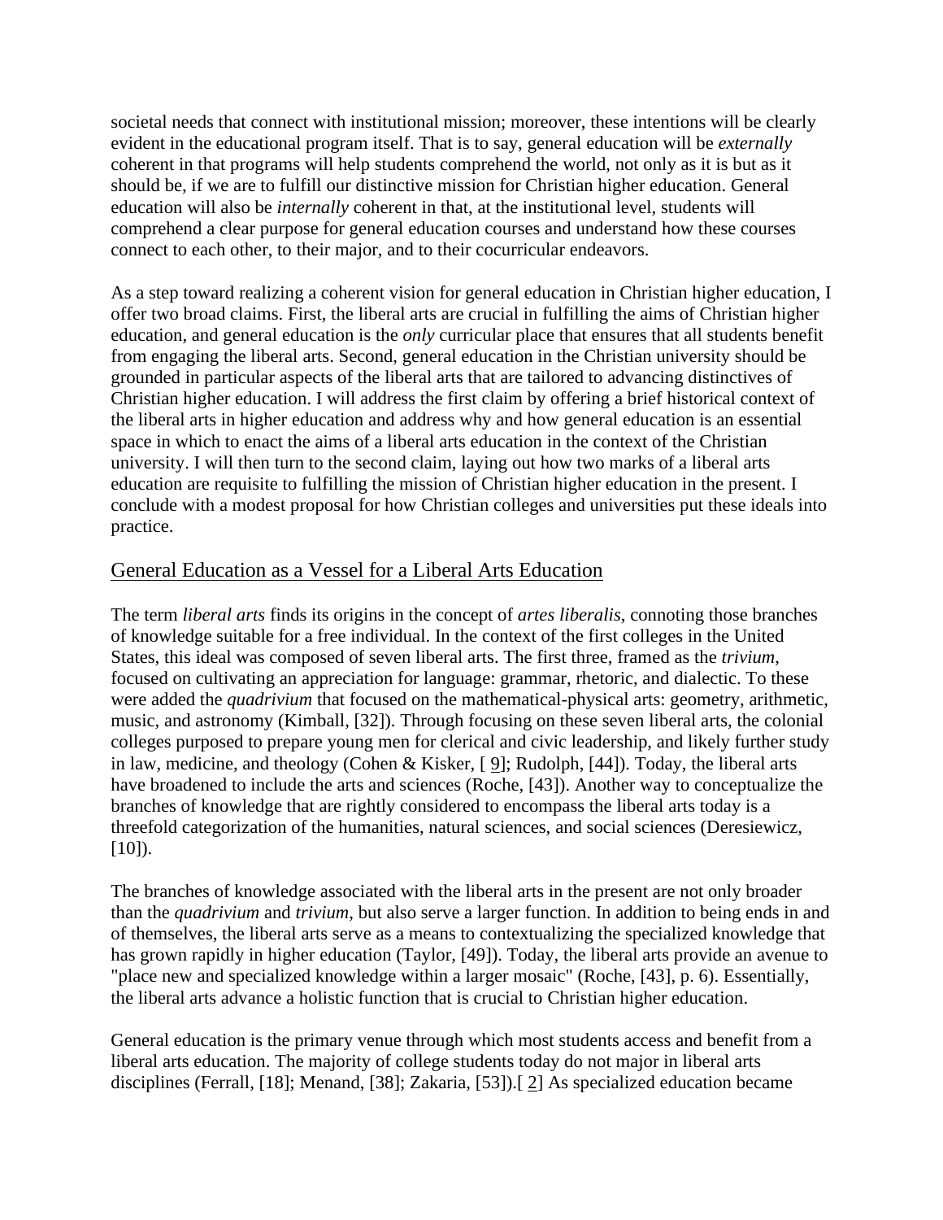societal needs that connect with institutional mission; moreover, these intentions will be clearly evident in the educational program itself. That is to say, general education will be *externally* coherent in that programs will help students comprehend the world, not only as it is but as it should be, if we are to fulfill our distinctive mission for Christian higher education. General education will also be *internally* coherent in that, at the institutional level, students will comprehend a clear purpose for general education courses and understand how these courses connect to each other, to their major, and to their cocurricular endeavors.

As a step toward realizing a coherent vision for general education in Christian higher education, I offer two broad claims. First, the liberal arts are crucial in fulfilling the aims of Christian higher education, and general education is the *only* curricular place that ensures that all students benefit from engaging the liberal arts. Second, general education in the Christian university should be grounded in particular aspects of the liberal arts that are tailored to advancing distinctives of Christian higher education. I will address the first claim by offering a brief historical context of the liberal arts in higher education and address why and how general education is an essential space in which to enact the aims of a liberal arts education in the context of the Christian university. I will then turn to the second claim, laying out how two marks of a liberal arts education are requisite to fulfilling the mission of Christian higher education in the present. I conclude with a modest proposal for how Christian colleges and universities put these ideals into practice.

## General Education as a Vessel for a Liberal Arts Education

The term *liberal arts* finds its origins in the concept of *artes liberalis*, connoting those branches of knowledge suitable for a free individual. In the context of the first colleges in the United States, this ideal was composed of seven liberal arts. The first three, framed as the *trivium*, focused on cultivating an appreciation for language: grammar, rhetoric, and dialectic. To these were added the *quadrivium* that focused on the mathematical-physical arts: geometry, arithmetic, music, and astronomy (Kimball, [32]). Through focusing on these seven liberal arts, the colonial colleges purposed to prepare young men for clerical and civic leadership, and likely further study in law, medicine, and theology (Cohen & Kisker, [ 9]; Rudolph, [44]). Today, the liberal arts have broadened to include the arts and sciences (Roche, [43]). Another way to conceptualize the branches of knowledge that are rightly considered to encompass the liberal arts today is a threefold categorization of the humanities, natural sciences, and social sciences (Deresiewicz, [10]).

The branches of knowledge associated with the liberal arts in the present are not only broader than the *quadrivium* and *trivium*, but also serve a larger function. In addition to being ends in and of themselves, the liberal arts serve as a means to contextualizing the specialized knowledge that has grown rapidly in higher education (Taylor, [49]). Today, the liberal arts provide an avenue to "place new and specialized knowledge within a larger mosaic" (Roche, [43], p. 6). Essentially, the liberal arts advance a holistic function that is crucial to Christian higher education.

General education is the primary venue through which most students access and benefit from a liberal arts education. The majority of college students today do not major in liberal arts disciplines (Ferrall, [18]; Menand, [38]; Zakaria, [53]).[ 2] As specialized education became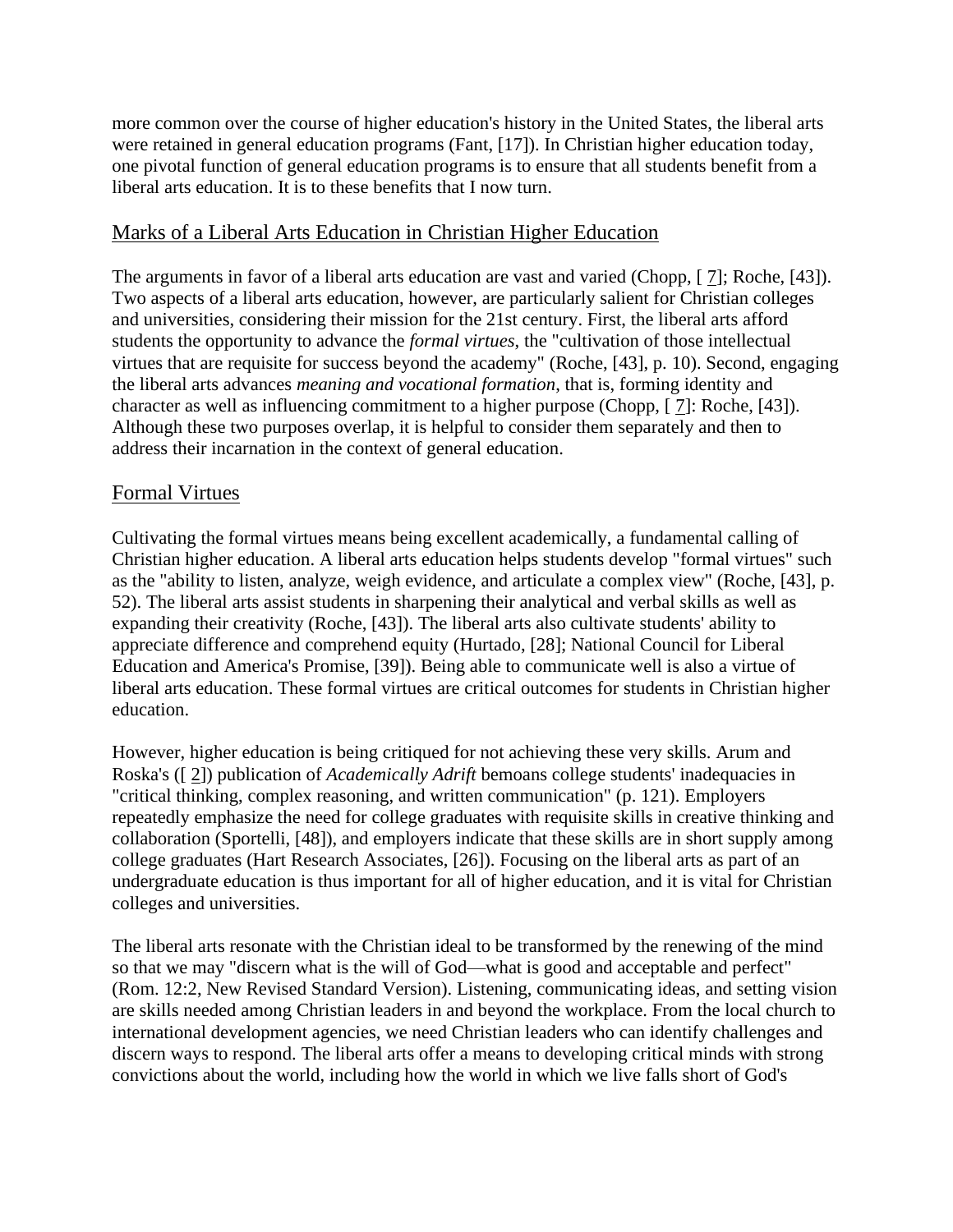more common over the course of higher education's history in the United States, the liberal arts were retained in general education programs (Fant, [17]). In Christian higher education today, one pivotal function of general education programs is to ensure that all students benefit from a liberal arts education. It is to these benefits that I now turn.

## Marks of a Liberal Arts Education in Christian Higher Education

The arguments in favor of a liberal arts education are vast and varied (Chopp, [ 7]; Roche, [43]). Two aspects of a liberal arts education, however, are particularly salient for Christian colleges and universities, considering their mission for the 21st century. First, the liberal arts afford students the opportunity to advance the *formal virtues*, the "cultivation of those intellectual virtues that are requisite for success beyond the academy" (Roche, [43], p. 10). Second, engaging the liberal arts advances *meaning and vocational formation*, that is, forming identity and character as well as influencing commitment to a higher purpose (Chopp, [ 7]: Roche, [43]). Although these two purposes overlap, it is helpful to consider them separately and then to address their incarnation in the context of general education.

## Formal Virtues

Cultivating the formal virtues means being excellent academically, a fundamental calling of Christian higher education. A liberal arts education helps students develop "formal virtues" such as the "ability to listen, analyze, weigh evidence, and articulate a complex view" (Roche, [43], p. 52). The liberal arts assist students in sharpening their analytical and verbal skills as well as expanding their creativity (Roche, [43]). The liberal arts also cultivate students' ability to appreciate difference and comprehend equity (Hurtado, [28]; National Council for Liberal Education and America's Promise, [39]). Being able to communicate well is also a virtue of liberal arts education. These formal virtues are critical outcomes for students in Christian higher education.

However, higher education is being critiqued for not achieving these very skills. Arum and Roska's ([ 2]) publication of *Academically Adrift* bemoans college students' inadequacies in "critical thinking, complex reasoning, and written communication" (p. 121). Employers repeatedly emphasize the need for college graduates with requisite skills in creative thinking and collaboration (Sportelli, [48]), and employers indicate that these skills are in short supply among college graduates (Hart Research Associates, [26]). Focusing on the liberal arts as part of an undergraduate education is thus important for all of higher education, and it is vital for Christian colleges and universities.

The liberal arts resonate with the Christian ideal to be transformed by the renewing of the mind so that we may "discern what is the will of God—what is good and acceptable and perfect" (Rom. 12:2, New Revised Standard Version). Listening, communicating ideas, and setting vision are skills needed among Christian leaders in and beyond the workplace. From the local church to international development agencies, we need Christian leaders who can identify challenges and discern ways to respond. The liberal arts offer a means to developing critical minds with strong convictions about the world, including how the world in which we live falls short of God's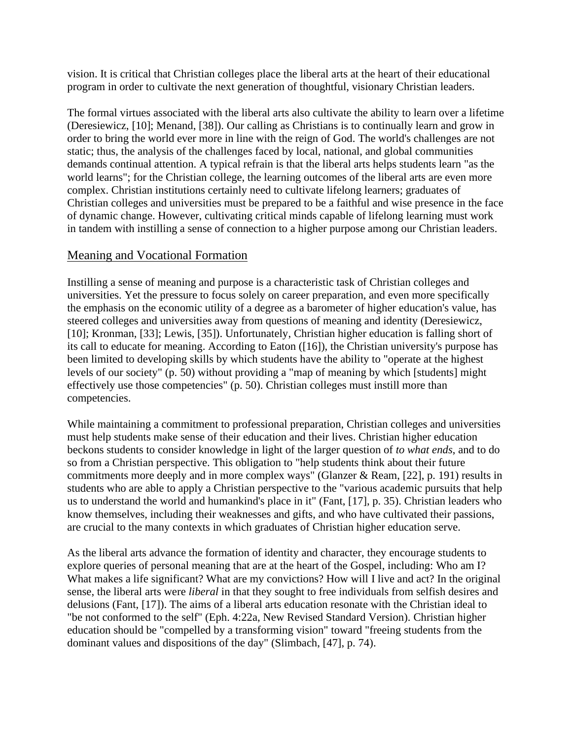vision. It is critical that Christian colleges place the liberal arts at the heart of their educational program in order to cultivate the next generation of thoughtful, visionary Christian leaders.

The formal virtues associated with the liberal arts also cultivate the ability to learn over a lifetime (Deresiewicz, [10]; Menand, [38]). Our calling as Christians is to continually learn and grow in order to bring the world ever more in line with the reign of God. The world's challenges are not static; thus, the analysis of the challenges faced by local, national, and global communities demands continual attention. A typical refrain is that the liberal arts helps students learn "as the world learns"; for the Christian college, the learning outcomes of the liberal arts are even more complex. Christian institutions certainly need to cultivate lifelong learners; graduates of Christian colleges and universities must be prepared to be a faithful and wise presence in the face of dynamic change. However, cultivating critical minds capable of lifelong learning must work in tandem with instilling a sense of connection to a higher purpose among our Christian leaders.

## Meaning and Vocational Formation

Instilling a sense of meaning and purpose is a characteristic task of Christian colleges and universities. Yet the pressure to focus solely on career preparation, and even more specifically the emphasis on the economic utility of a degree as a barometer of higher education's value, has steered colleges and universities away from questions of meaning and identity (Deresiewicz, [10]; Kronman, [33]; Lewis, [35]). Unfortunately, Christian higher education is falling short of its call to educate for meaning. According to Eaton ([16]), the Christian university's purpose has been limited to developing skills by which students have the ability to "operate at the highest levels of our society" (p. 50) without providing a "map of meaning by which [students] might effectively use those competencies" (p. 50). Christian colleges must instill more than competencies.

While maintaining a commitment to professional preparation, Christian colleges and universities must help students make sense of their education and their lives. Christian higher education beckons students to consider knowledge in light of the larger question of *to what ends*, and to do so from a Christian perspective. This obligation to "help students think about their future commitments more deeply and in more complex ways" (Glanzer & Ream, [22], p. 191) results in students who are able to apply a Christian perspective to the "various academic pursuits that help us to understand the world and humankind's place in it" (Fant, [17], p. 35). Christian leaders who know themselves, including their weaknesses and gifts, and who have cultivated their passions, are crucial to the many contexts in which graduates of Christian higher education serve.

As the liberal arts advance the formation of identity and character, they encourage students to explore queries of personal meaning that are at the heart of the Gospel, including: Who am I? What makes a life significant? What are my convictions? How will I live and act? In the original sense, the liberal arts were *liberal* in that they sought to free individuals from selfish desires and delusions (Fant, [17]). The aims of a liberal arts education resonate with the Christian ideal to "be not conformed to the self" (Eph. 4:22a, New Revised Standard Version). Christian higher education should be "compelled by a transforming vision" toward "freeing students from the dominant values and dispositions of the day" (Slimbach, [47], p. 74).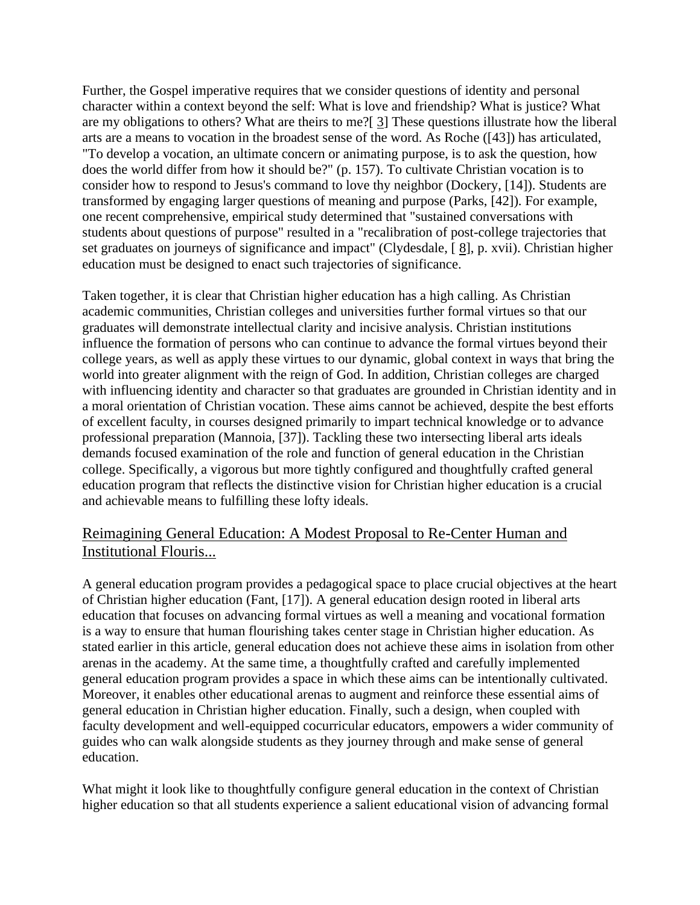Further, the Gospel imperative requires that we consider questions of identity and personal character within a context beyond the self: What is love and friendship? What is justice? What are my obligations to others? What are theirs to me?[ 3] These questions illustrate how the liberal arts are a means to vocation in the broadest sense of the word. As Roche ([43]) has articulated, "To develop a vocation, an ultimate concern or animating purpose, is to ask the question, how does the world differ from how it should be?" (p. 157). To cultivate Christian vocation is to consider how to respond to Jesus's command to love thy neighbor (Dockery, [14]). Students are transformed by engaging larger questions of meaning and purpose (Parks, [42]). For example, one recent comprehensive, empirical study determined that "sustained conversations with students about questions of purpose" resulted in a "recalibration of post-college trajectories that set graduates on journeys of significance and impact" (Clydesdale, [ 8], p. xvii). Christian higher education must be designed to enact such trajectories of significance.

Taken together, it is clear that Christian higher education has a high calling. As Christian academic communities, Christian colleges and universities further formal virtues so that our graduates will demonstrate intellectual clarity and incisive analysis. Christian institutions influence the formation of persons who can continue to advance the formal virtues beyond their college years, as well as apply these virtues to our dynamic, global context in ways that bring the world into greater alignment with the reign of God. In addition, Christian colleges are charged with influencing identity and character so that graduates are grounded in Christian identity and in a moral orientation of Christian vocation. These aims cannot be achieved, despite the best efforts of excellent faculty, in courses designed primarily to impart technical knowledge or to advance professional preparation (Mannoia, [37]). Tackling these two intersecting liberal arts ideals demands focused examination of the role and function of general education in the Christian college. Specifically, a vigorous but more tightly configured and thoughtfully crafted general education program that reflects the distinctive vision for Christian higher education is a crucial and achievable means to fulfilling these lofty ideals.

## Reimagining General Education: A Modest Proposal to Re-Center Human and Institutional Flouris...

A general education program provides a pedagogical space to place crucial objectives at the heart of Christian higher education (Fant, [17]). A general education design rooted in liberal arts education that focuses on advancing formal virtues as well a meaning and vocational formation is a way to ensure that human flourishing takes center stage in Christian higher education. As stated earlier in this article, general education does not achieve these aims in isolation from other arenas in the academy. At the same time, a thoughtfully crafted and carefully implemented general education program provides a space in which these aims can be intentionally cultivated. Moreover, it enables other educational arenas to augment and reinforce these essential aims of general education in Christian higher education. Finally, such a design, when coupled with faculty development and well-equipped cocurricular educators, empowers a wider community of guides who can walk alongside students as they journey through and make sense of general education.

What might it look like to thoughtfully configure general education in the context of Christian higher education so that all students experience a salient educational vision of advancing formal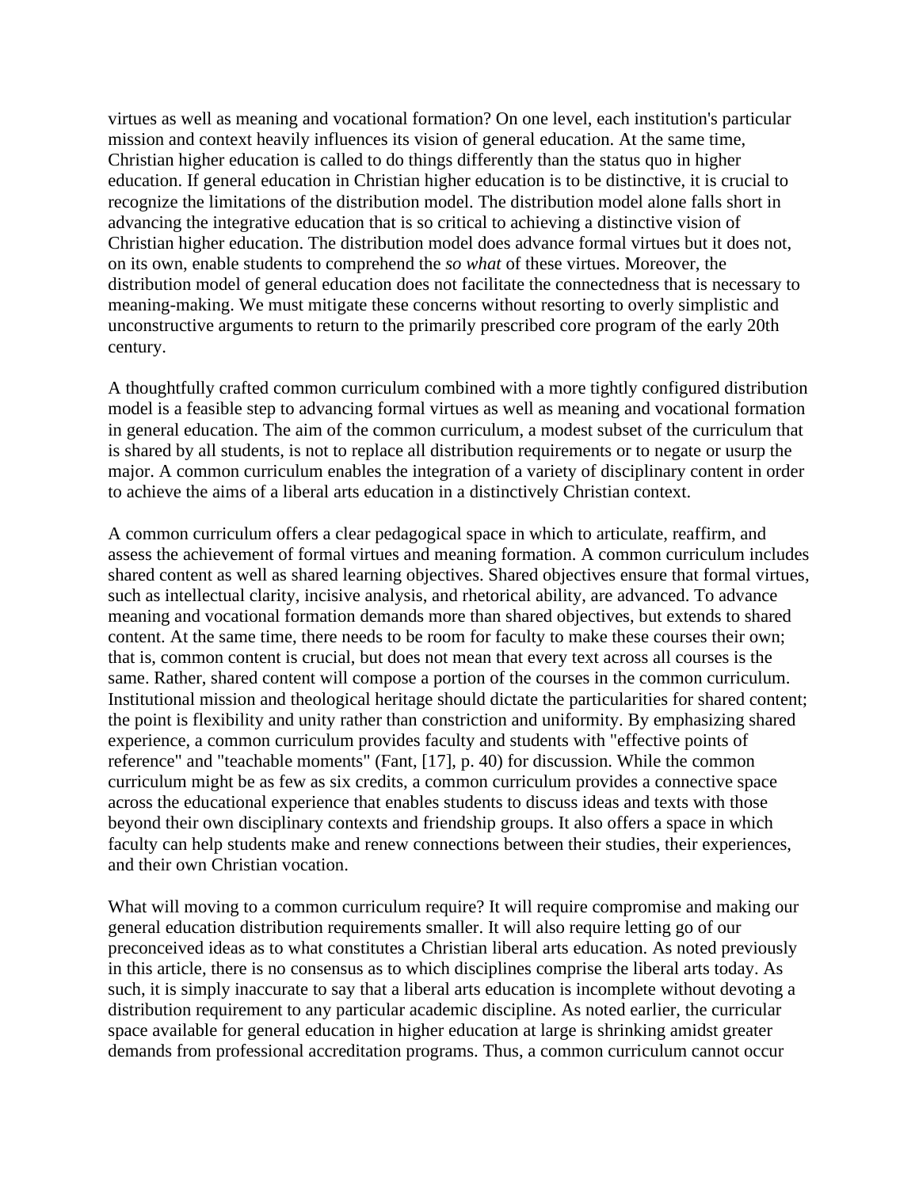virtues as well as meaning and vocational formation? On one level, each institution's particular mission and context heavily influences its vision of general education. At the same time, Christian higher education is called to do things differently than the status quo in higher education. If general education in Christian higher education is to be distinctive, it is crucial to recognize the limitations of the distribution model. The distribution model alone falls short in advancing the integrative education that is so critical to achieving a distinctive vision of Christian higher education. The distribution model does advance formal virtues but it does not, on its own, enable students to comprehend the *so what* of these virtues. Moreover, the distribution model of general education does not facilitate the connectedness that is necessary to meaning-making. We must mitigate these concerns without resorting to overly simplistic and unconstructive arguments to return to the primarily prescribed core program of the early 20th century.

A thoughtfully crafted common curriculum combined with a more tightly configured distribution model is a feasible step to advancing formal virtues as well as meaning and vocational formation in general education. The aim of the common curriculum, a modest subset of the curriculum that is shared by all students, is not to replace all distribution requirements or to negate or usurp the major. A common curriculum enables the integration of a variety of disciplinary content in order to achieve the aims of a liberal arts education in a distinctively Christian context.

A common curriculum offers a clear pedagogical space in which to articulate, reaffirm, and assess the achievement of formal virtues and meaning formation. A common curriculum includes shared content as well as shared learning objectives. Shared objectives ensure that formal virtues, such as intellectual clarity, incisive analysis, and rhetorical ability, are advanced. To advance meaning and vocational formation demands more than shared objectives, but extends to shared content. At the same time, there needs to be room for faculty to make these courses their own; that is, common content is crucial, but does not mean that every text across all courses is the same. Rather, shared content will compose a portion of the courses in the common curriculum. Institutional mission and theological heritage should dictate the particularities for shared content; the point is flexibility and unity rather than constriction and uniformity. By emphasizing shared experience, a common curriculum provides faculty and students with "effective points of reference" and "teachable moments" (Fant, [17], p. 40) for discussion. While the common curriculum might be as few as six credits, a common curriculum provides a connective space across the educational experience that enables students to discuss ideas and texts with those beyond their own disciplinary contexts and friendship groups. It also offers a space in which faculty can help students make and renew connections between their studies, their experiences, and their own Christian vocation.

What will moving to a common curriculum require? It will require compromise and making our general education distribution requirements smaller. It will also require letting go of our preconceived ideas as to what constitutes a Christian liberal arts education. As noted previously in this article, there is no consensus as to which disciplines comprise the liberal arts today. As such, it is simply inaccurate to say that a liberal arts education is incomplete without devoting a distribution requirement to any particular academic discipline. As noted earlier, the curricular space available for general education in higher education at large is shrinking amidst greater demands from professional accreditation programs. Thus, a common curriculum cannot occur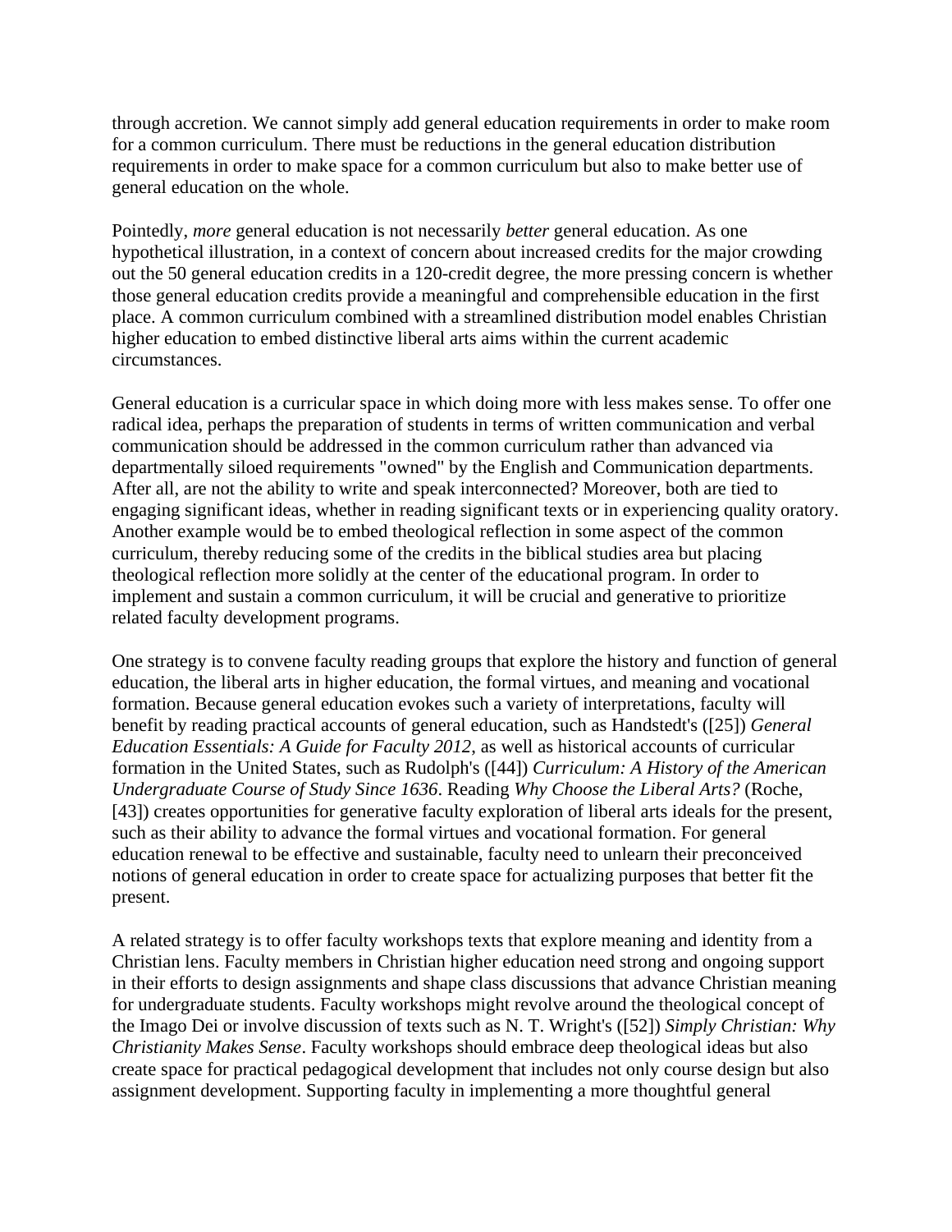through accretion. We cannot simply add general education requirements in order to make room for a common curriculum. There must be reductions in the general education distribution requirements in order to make space for a common curriculum but also to make better use of general education on the whole.

Pointedly, *more* general education is not necessarily *better* general education. As one hypothetical illustration, in a context of concern about increased credits for the major crowding out the 50 general education credits in a 120-credit degree, the more pressing concern is whether those general education credits provide a meaningful and comprehensible education in the first place. A common curriculum combined with a streamlined distribution model enables Christian higher education to embed distinctive liberal arts aims within the current academic circumstances.

General education is a curricular space in which doing more with less makes sense. To offer one radical idea, perhaps the preparation of students in terms of written communication and verbal communication should be addressed in the common curriculum rather than advanced via departmentally siloed requirements "owned" by the English and Communication departments. After all, are not the ability to write and speak interconnected? Moreover, both are tied to engaging significant ideas, whether in reading significant texts or in experiencing quality oratory. Another example would be to embed theological reflection in some aspect of the common curriculum, thereby reducing some of the credits in the biblical studies area but placing theological reflection more solidly at the center of the educational program. In order to implement and sustain a common curriculum, it will be crucial and generative to prioritize related faculty development programs.

One strategy is to convene faculty reading groups that explore the history and function of general education, the liberal arts in higher education, the formal virtues, and meaning and vocational formation. Because general education evokes such a variety of interpretations, faculty will benefit by reading practical accounts of general education, such as Handstedt's ([25]) *General Education Essentials: A Guide for Faculty 2012*, as well as historical accounts of curricular formation in the United States, such as Rudolph's ([44]) *Curriculum: A History of the American Undergraduate Course of Study Since 1636*. Reading *Why Choose the Liberal Arts?* (Roche, [43]) creates opportunities for generative faculty exploration of liberal arts ideals for the present, such as their ability to advance the formal virtues and vocational formation. For general education renewal to be effective and sustainable, faculty need to unlearn their preconceived notions of general education in order to create space for actualizing purposes that better fit the present.

A related strategy is to offer faculty workshops texts that explore meaning and identity from a Christian lens. Faculty members in Christian higher education need strong and ongoing support in their efforts to design assignments and shape class discussions that advance Christian meaning for undergraduate students. Faculty workshops might revolve around the theological concept of the Imago Dei or involve discussion of texts such as N. T. Wright's ([52]) *Simply Christian: Why Christianity Makes Sense*. Faculty workshops should embrace deep theological ideas but also create space for practical pedagogical development that includes not only course design but also assignment development. Supporting faculty in implementing a more thoughtful general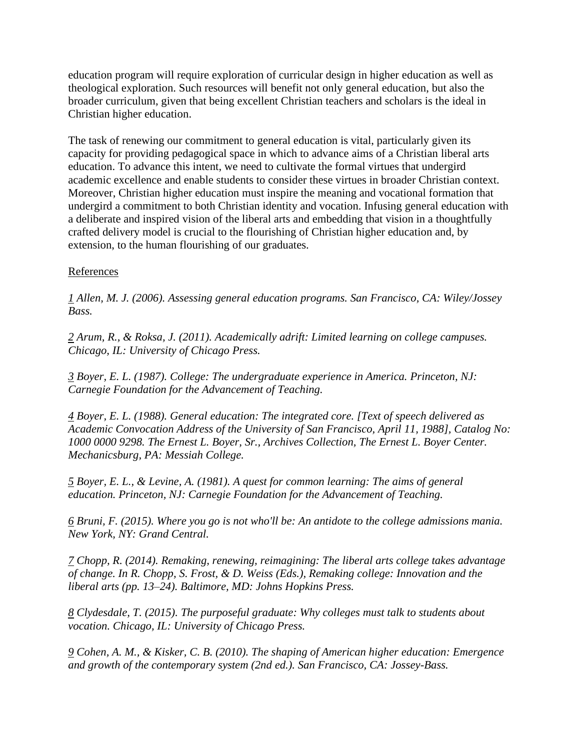education program will require exploration of curricular design in higher education as well as theological exploration. Such resources will benefit not only general education, but also the broader curriculum, given that being excellent Christian teachers and scholars is the ideal in Christian higher education.

The task of renewing our commitment to general education is vital, particularly given its capacity for providing pedagogical space in which to advance aims of a Christian liberal arts education. To advance this intent, we need to cultivate the formal virtues that undergird academic excellence and enable students to consider these virtues in broader Christian context. Moreover, Christian higher education must inspire the meaning and vocational formation that undergird a commitment to both Christian identity and vocation. Infusing general education with a deliberate and inspired vision of the liberal arts and embedding that vision in a thoughtfully crafted delivery model is crucial to the flourishing of Christian higher education and, by extension, to the human flourishing of our graduates.

References

*1 Allen, M. J. (2006). Assessing general education programs. San Francisco, CA: Wiley/Jossey Bass.*

*2 Arum, R., & Roksa, J. (2011). Academically adrift: Limited learning on college campuses. Chicago, IL: University of Chicago Press.*

*3 Boyer, E. L. (1987). College: The undergraduate experience in America. Princeton, NJ: Carnegie Foundation for the Advancement of Teaching.*

*4 Boyer, E. L. (1988). General education: The integrated core. [Text of speech delivered as Academic Convocation Address of the University of San Francisco, April 11, 1988], Catalog No: 1000 0000 9298. The Ernest L. Boyer, Sr., Archives Collection, The Ernest L. Boyer Center. Mechanicsburg, PA: Messiah College.*

*5 Boyer, E. L., & Levine, A. (1981). A quest for common learning: The aims of general education. Princeton, NJ: Carnegie Foundation for the Advancement of Teaching.*

*6 Bruni, F. (2015). Where you go is not who'll be: An antidote to the college admissions mania. New York, NY: Grand Central.*

*7 Chopp, R. (2014). Remaking, renewing, reimagining: The liberal arts college takes advantage of change. In R. Chopp, S. Frost, & D. Weiss (Eds.), Remaking college: Innovation and the liberal arts (pp. 13–24). Baltimore, MD: Johns Hopkins Press.*

*8 Clydesdale, T. (2015). The purposeful graduate: Why colleges must talk to students about vocation. Chicago, IL: University of Chicago Press.*

*9 Cohen, A. M., & Kisker, C. B. (2010). The shaping of American higher education: Emergence and growth of the contemporary system (2nd ed.). San Francisco, CA: Jossey-Bass.*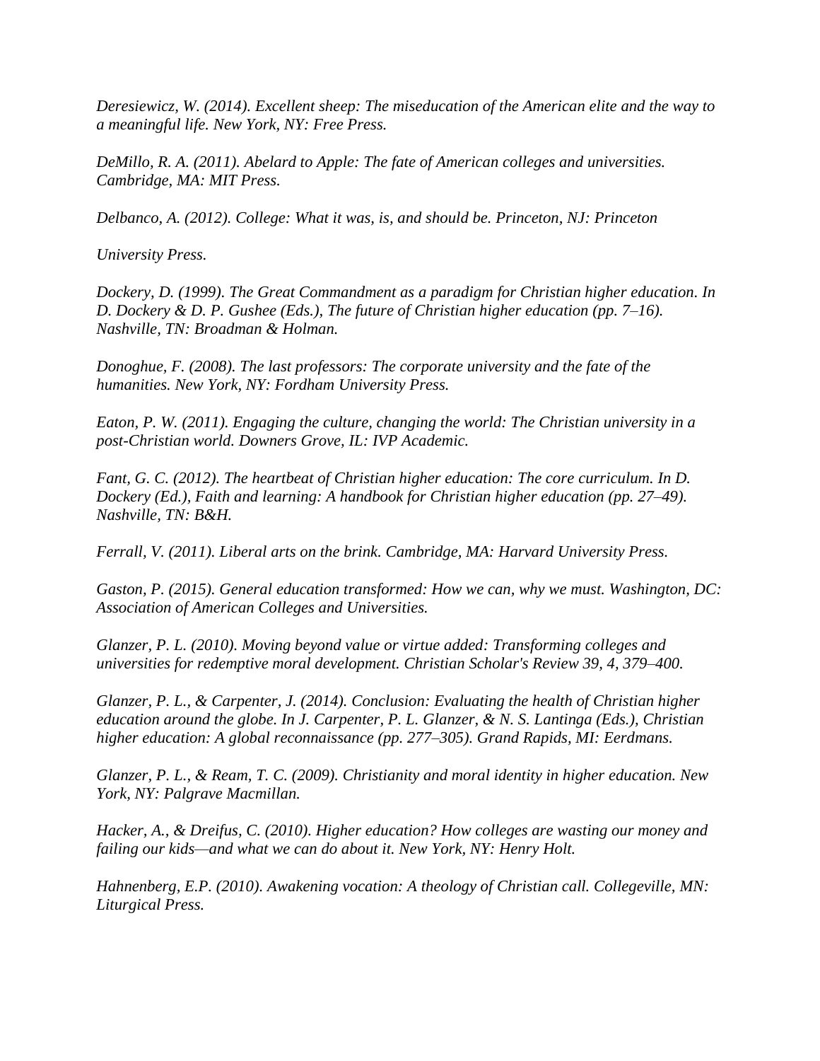*Deresiewicz, W. (2014). Excellent sheep: The miseducation of the American elite and the way to a meaningful life. New York, NY: Free Press.*

*DeMillo, R. A. (2011). Abelard to Apple: The fate of American colleges and universities. Cambridge, MA: MIT Press.*

*Delbanco, A. (2012). College: What it was, is, and should be. Princeton, NJ: Princeton*

*University Press.*

*Dockery, D. (1999). The Great Commandment as a paradigm for Christian higher education. In D. Dockery & D. P. Gushee (Eds.), The future of Christian higher education (pp. 7–16). Nashville, TN: Broadman & Holman.*

*Donoghue, F. (2008). The last professors: The corporate university and the fate of the humanities. New York, NY: Fordham University Press.*

*Eaton, P. W. (2011). Engaging the culture, changing the world: The Christian university in a post-Christian world. Downers Grove, IL: IVP Academic.*

*Fant, G. C. (2012). The heartbeat of Christian higher education: The core curriculum. In D. Dockery (Ed.), Faith and learning: A handbook for Christian higher education (pp. 27–49). Nashville, TN: B&H.*

*Ferrall, V. (2011). Liberal arts on the brink. Cambridge, MA: Harvard University Press.*

*Gaston, P. (2015). General education transformed: How we can, why we must. Washington, DC: Association of American Colleges and Universities.*

*Glanzer, P. L. (2010). Moving beyond value or virtue added: Transforming colleges and universities for redemptive moral development. Christian Scholar's Review 39, 4, 379–400.*

*Glanzer, P. L., & Carpenter, J. (2014). Conclusion: Evaluating the health of Christian higher education around the globe. In J. Carpenter, P. L. Glanzer, & N. S. Lantinga (Eds.), Christian higher education: A global reconnaissance (pp. 277–305). Grand Rapids, MI: Eerdmans.*

*Glanzer, P. L., & Ream, T. C. (2009). Christianity and moral identity in higher education. New York, NY: Palgrave Macmillan.*

*Hacker, A., & Dreifus, C. (2010). Higher education? How colleges are wasting our money and failing our kids—and what we can do about it. New York, NY: Henry Holt.*

*Hahnenberg, E.P. (2010). Awakening vocation: A theology of Christian call. Collegeville, MN: Liturgical Press.*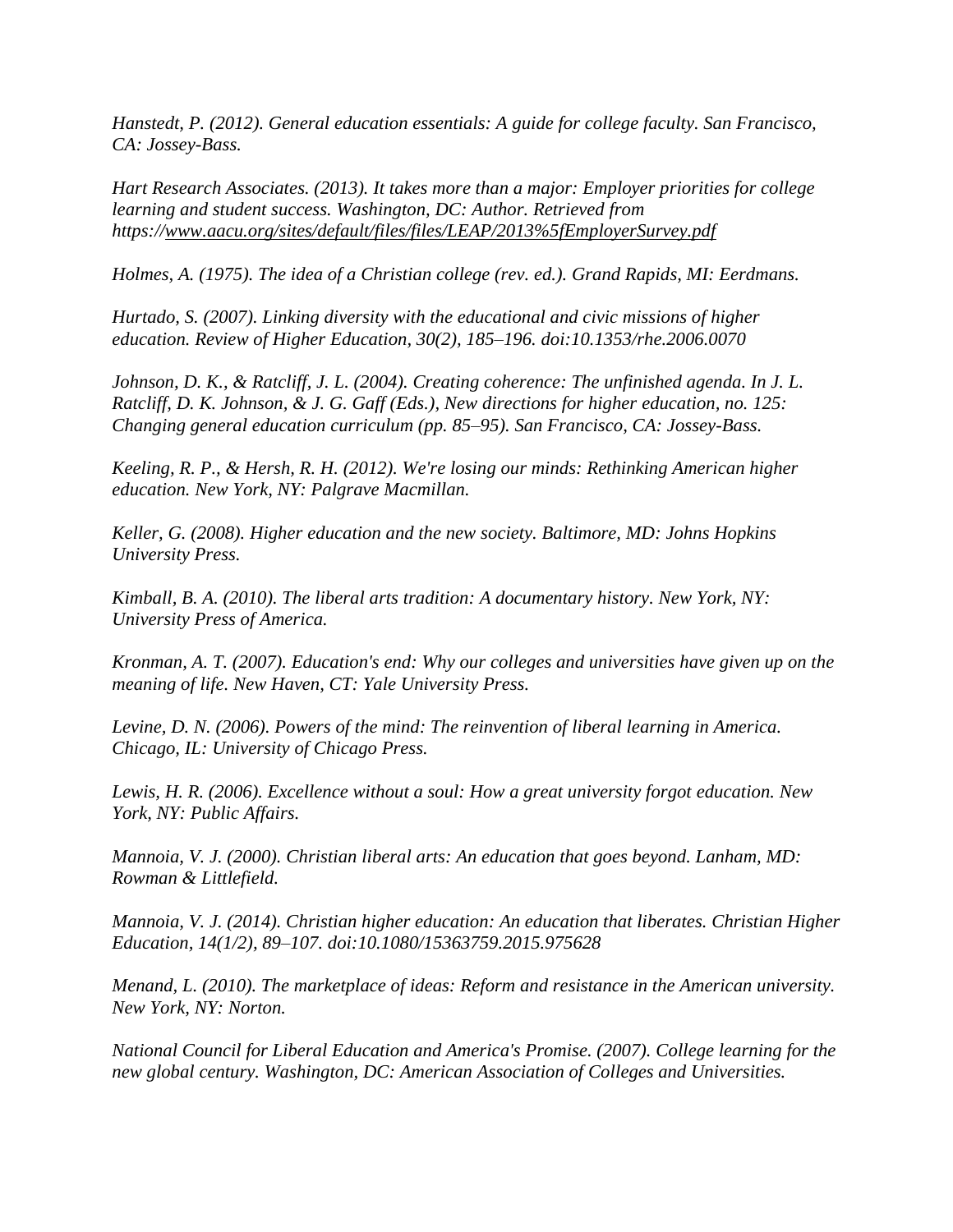*Hanstedt, P. (2012). General education essentials: A guide for college faculty. San Francisco, CA: Jossey-Bass.*

*Hart Research Associates. (2013). It takes more than a major: Employer priorities for college learning and student success. Washington, DC: Author. Retrieved from https://www.aacu.org/sites/default/files/files/LEAP/2013%5fEmployerSurvey.pdf*

*Holmes, A. (1975). The idea of a Christian college (rev. ed.). Grand Rapids, MI: Eerdmans.*

*Hurtado, S. (2007). Linking diversity with the educational and civic missions of higher education. Review of Higher Education, 30(2), 185–196. doi:10.1353/rhe.2006.0070*

*Johnson, D. K., & Ratcliff, J. L. (2004). Creating coherence: The unfinished agenda. In J. L. Ratcliff, D. K. Johnson, & J. G. Gaff (Eds.), New directions for higher education, no. 125: Changing general education curriculum (pp. 85–95). San Francisco, CA: Jossey-Bass.*

*Keeling, R. P., & Hersh, R. H. (2012). We're losing our minds: Rethinking American higher education. New York, NY: Palgrave Macmillan.*

*Keller, G. (2008). Higher education and the new society. Baltimore, MD: Johns Hopkins University Press.*

*Kimball, B. A. (2010). The liberal arts tradition: A documentary history. New York, NY: University Press of America.*

*Kronman, A. T. (2007). Education's end: Why our colleges and universities have given up on the meaning of life. New Haven, CT: Yale University Press.*

*Levine, D. N. (2006). Powers of the mind: The reinvention of liberal learning in America. Chicago, IL: University of Chicago Press.*

*Lewis, H. R. (2006). Excellence without a soul: How a great university forgot education. New York, NY: Public Affairs.*

*Mannoia, V. J. (2000). Christian liberal arts: An education that goes beyond. Lanham, MD: Rowman & Littlefield.*

*Mannoia, V. J. (2014). Christian higher education: An education that liberates. Christian Higher Education, 14(1/2), 89–107. doi:10.1080/15363759.2015.975628*

*Menand, L. (2010). The marketplace of ideas: Reform and resistance in the American university. New York, NY: Norton.*

*National Council for Liberal Education and America's Promise. (2007). College learning for the new global century. Washington, DC: American Association of Colleges and Universities.*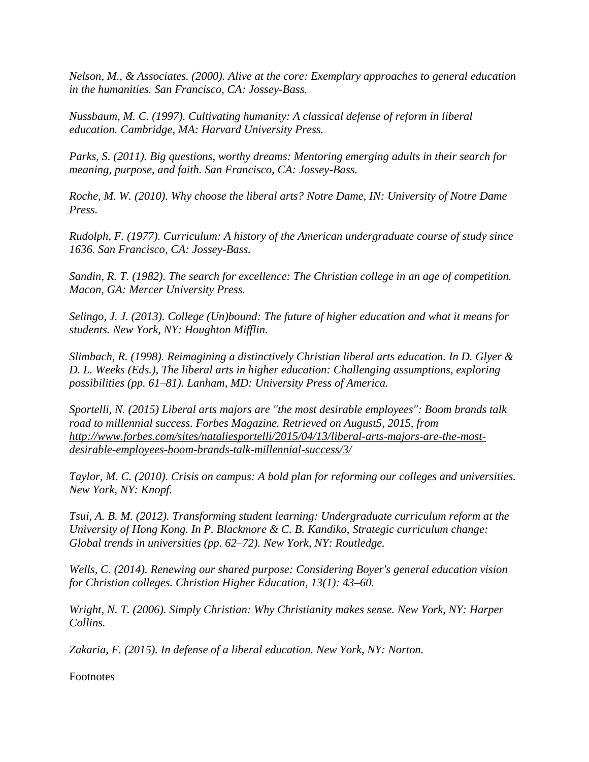*Nelson, M., & Associates. (2000). Alive at the core: Exemplary approaches to general education in the humanities. San Francisco, CA: Jossey-Bass.*

*Nussbaum, M. C. (1997). Cultivating humanity: A classical defense of reform in liberal education. Cambridge, MA: Harvard University Press.*

*Parks, S. (2011). Big questions, worthy dreams: Mentoring emerging adults in their search for meaning, purpose, and faith. San Francisco, CA: Jossey-Bass.*

*Roche, M. W. (2010). Why choose the liberal arts? Notre Dame, IN: University of Notre Dame Press.*

*Rudolph, F. (1977). Curriculum: A history of the American undergraduate course of study since 1636. San Francisco, CA: Jossey-Bass.*

*Sandin, R. T. (1982). The search for excellence: The Christian college in an age of competition. Macon, GA: Mercer University Press.*

*Selingo, J. J. (2013). College (Un)bound: The future of higher education and what it means for students. New York, NY: Houghton Mifflin.*

*Slimbach, R. (1998). Reimagining a distinctively Christian liberal arts education. In D. Glyer & D. L. Weeks (Eds.), The liberal arts in higher education: Challenging assumptions, exploring possibilities (pp. 61–81). Lanham, MD: University Press of America.*

*Sportelli, N. (2015) Liberal arts majors are "the most desirable employees": Boom brands talk road to millennial success. Forbes Magazine. Retrieved on August5, 2015, from [http://www.forbes.com/sites/nataliesportelli/2015/04/13/liberal-arts-majors-are-the-most-desirable-employees-boom-brands-talk-millennial-success/3/](http://www.forbes.com/sites/nataliesportelli/2015/04/13/liberal-arts-majors-are-the-most-desirable-employees-boom-brands-talk-millennial-success/3/)*

*Taylor, M. C. (2010). Crisis on campus: A bold plan for reforming our colleges and universities. New York, NY: Knopf.*

*Tsui, A. B. M. (2012). Transforming student learning: Undergraduate curriculum reform at the University of Hong Kong. In P. Blackmore & C. B. Kandiko, Strategic curriculum change: Global trends in universities (pp. 62–72). New York, NY: Routledge.*

*Wells, C. (2014). Renewing our shared purpose: Considering Boyer's general education vision for Christian colleges. Christian Higher Education, 13(1): 43–60.*

*Wright, N. T. (2006). Simply Christian: Why Christianity makes sense. New York, NY: Harper Collins.*

*Zakaria, F. (2015). In defense of a liberal education. New York, NY: Norton.*

Footnotes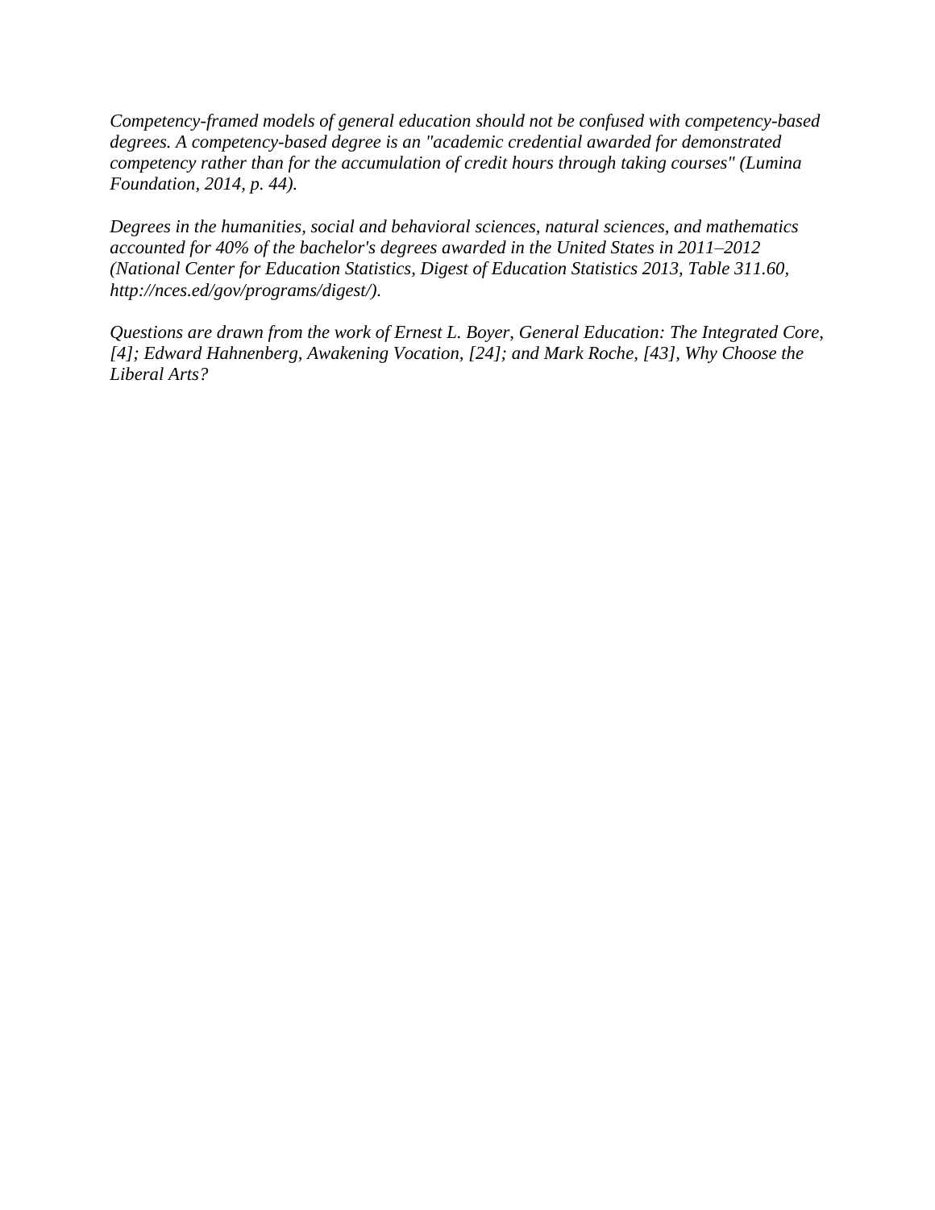*Competency-framed models of general education should not be confused with competency-based degrees. A competency-based degree is an "academic credential awarded for demonstrated competency rather than for the accumulation of credit hours through taking courses" (Lumina Foundation, 2014, p. 44).*

*Degrees in the humanities, social and behavioral sciences, natural sciences, and mathematics accounted for 40% of the bachelor's degrees awarded in the United States in 2011–2012 (National Center for Education Statistics, Digest of Education Statistics 2013, Table 311.60, http://nces.ed/gov/programs/digest/).*

*Questions are drawn from the work of Ernest L. Boyer, General Education: The Integrated Core, [4]; Edward Hahnenberg, Awakening Vocation, [24]; and Mark Roche, [43], Why Choose the Liberal Arts?*